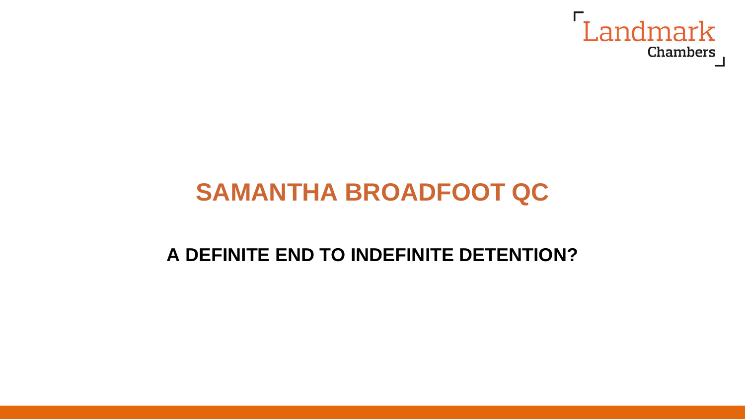Landmark Chambers

# SAMANTHA BROADFOOT QC

## A DEFINITE END TO INDEFINITE DETENTION?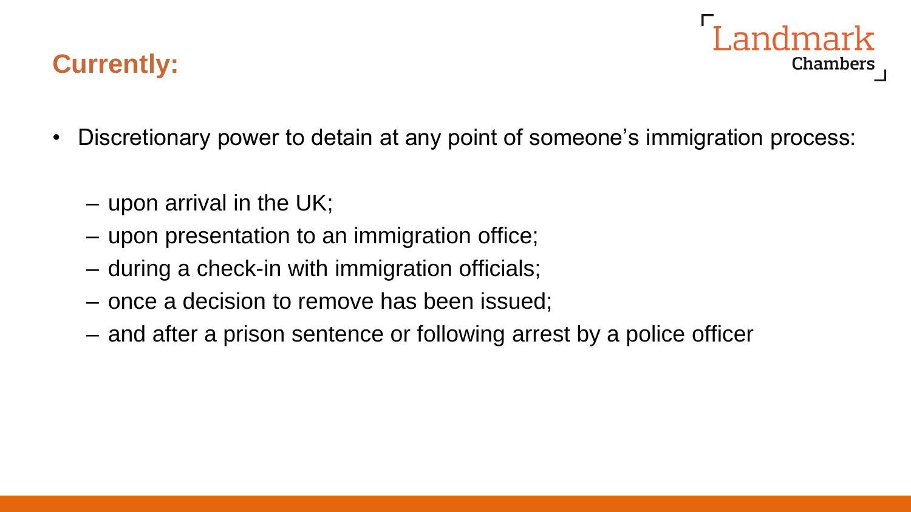## Currently:

- Discretionary power to detain at any point of someone's immigration process:
  - upon arrival in the UK;
  - upon presentation to an immigration office;
  - during a check-in with immigration officials;
  - once a decision to remove has been issued;
  - and after a prison sentence or following arrest by a police officer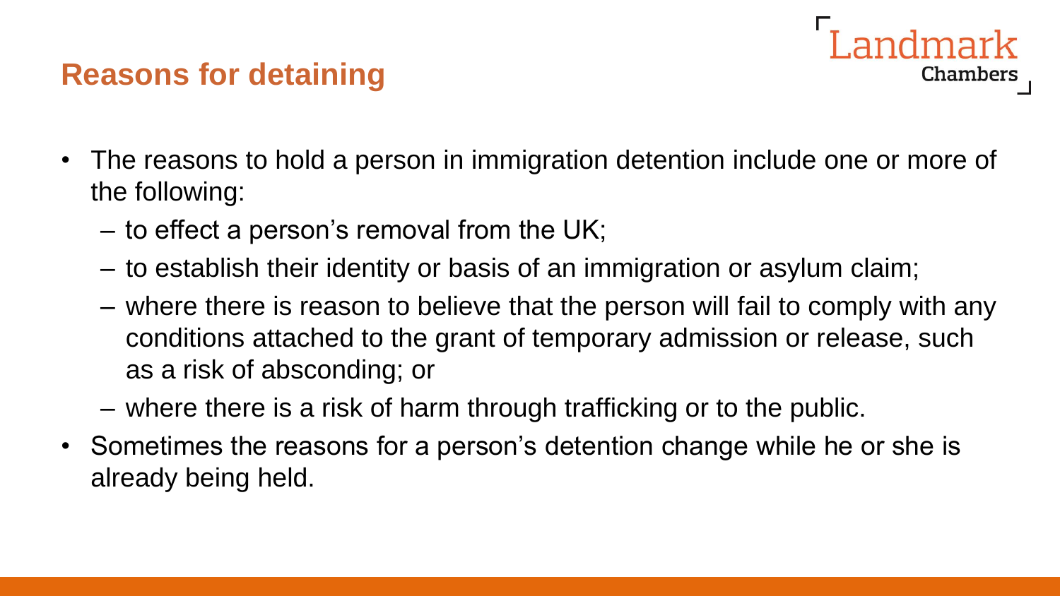## Reasons for detaining

- The reasons to hold a person in immigration detention include one or more of the following:
  - to effect a person's removal from the UK;
  - to establish their identity or basis of an immigration or asylum claim;
  - where there is reason to believe that the person will fail to comply with any conditions attached to the grant of temporary admission or release, such as a risk of absconding; or
  - where there is a risk of harm through trafficking or to the public.
- Sometimes the reasons for a person's detention change while he or she is already being held.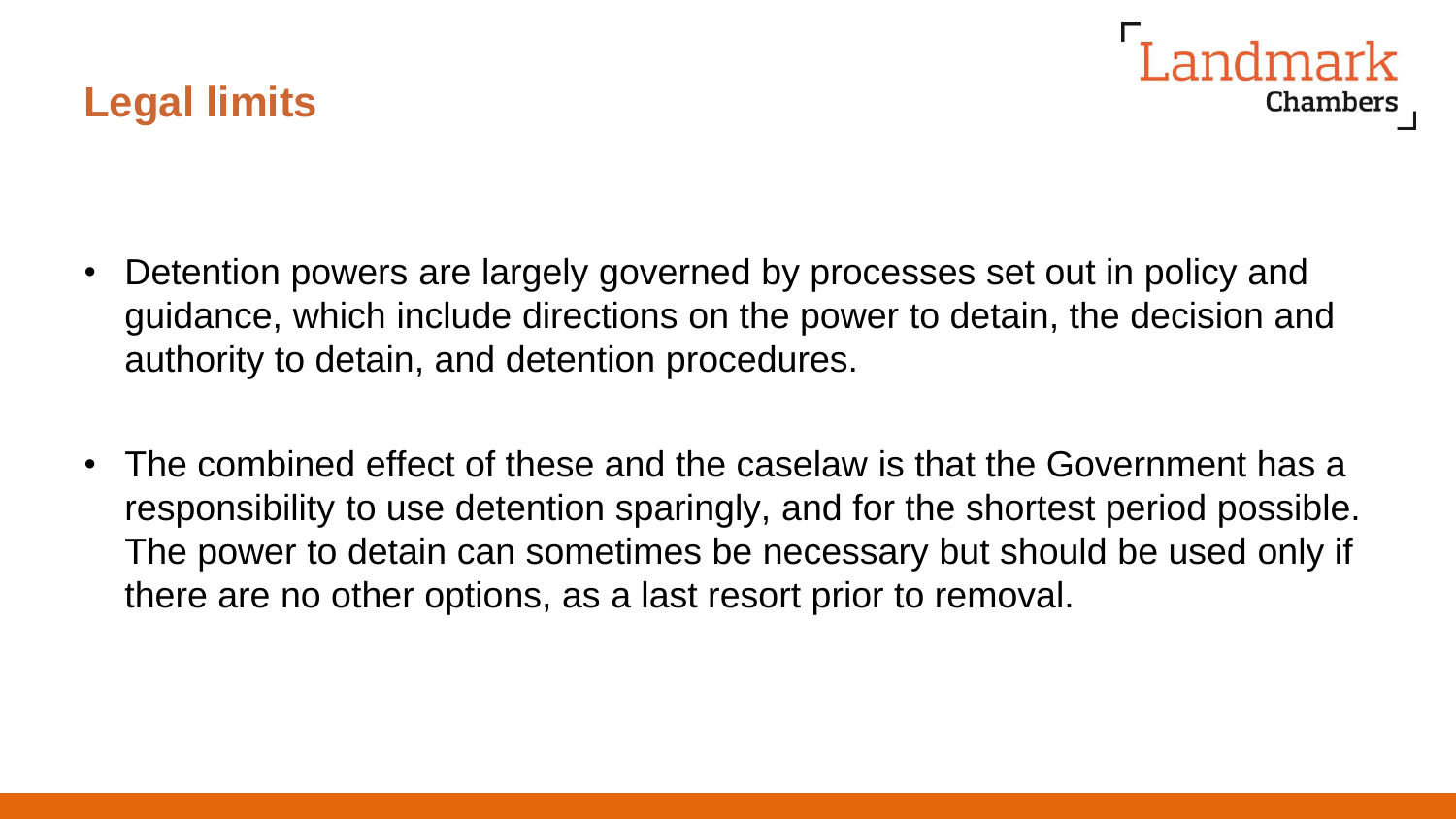# Legal limits

- Detention powers are largely governed by processes set out in policy and guidance, which include directions on the power to detain, the decision and authority to detain, and detention procedures.

- The combined effect of these and the caselaw is that the Government has a responsibility to use detention sparingly, and for the shortest period possible. The power to detain can sometimes be necessary but should be used only if there are no other options, as a last resort prior to removal.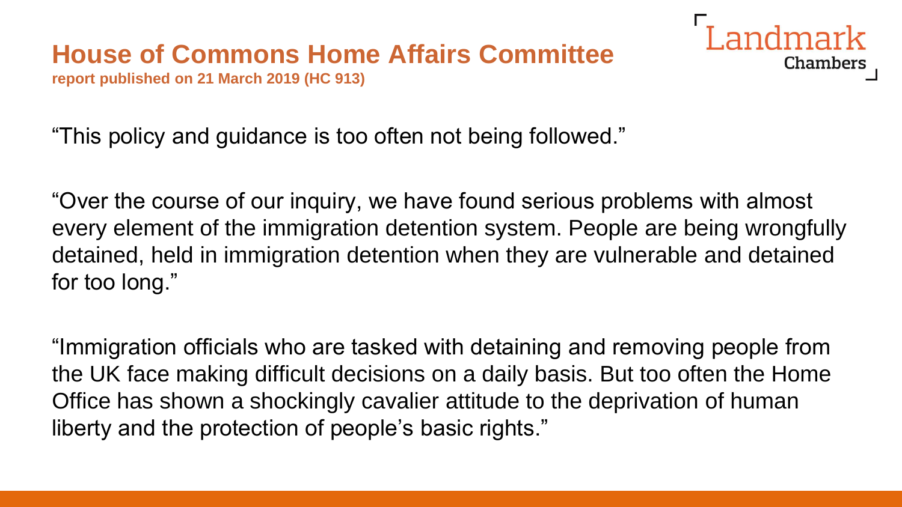## House of Commons Home Affairs Committee

**report published on 21 March 2019 (HC 913)**

"This policy and guidance is too often not being followed."

"Over the course of our inquiry, we have found serious problems with almost every element of the immigration detention system. People are being wrongfully detained, held in immigration detention when they are vulnerable and detained for too long."

"Immigration officials who are tasked with detaining and removing people from the UK face making difficult decisions on a daily basis. But too often the Home Office has shown a shockingly cavalier attitude to the deprivation of human liberty and the protection of people's basic rights."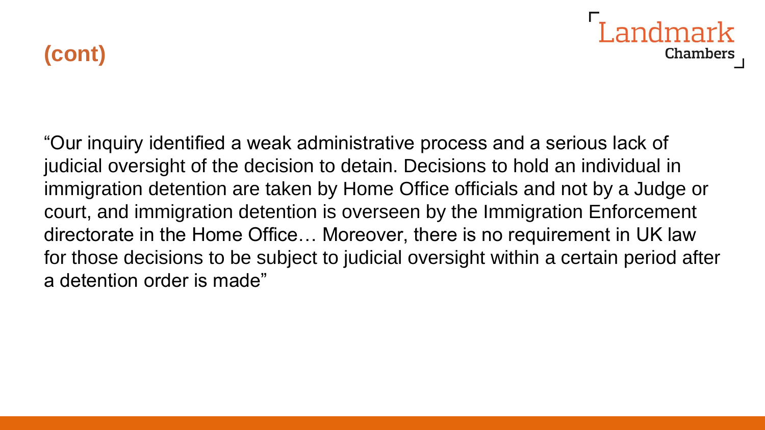## (cont)

"Our inquiry identified a weak administrative process and a serious lack of judicial oversight of the decision to detain. Decisions to hold an individual in immigration detention are taken by Home Office officials and not by a Judge or court, and immigration detention is overseen by the Immigration Enforcement directorate in the Home Office… Moreover, there is no requirement in UK law for those decisions to be subject to judicial oversight within a certain period after a detention order is made"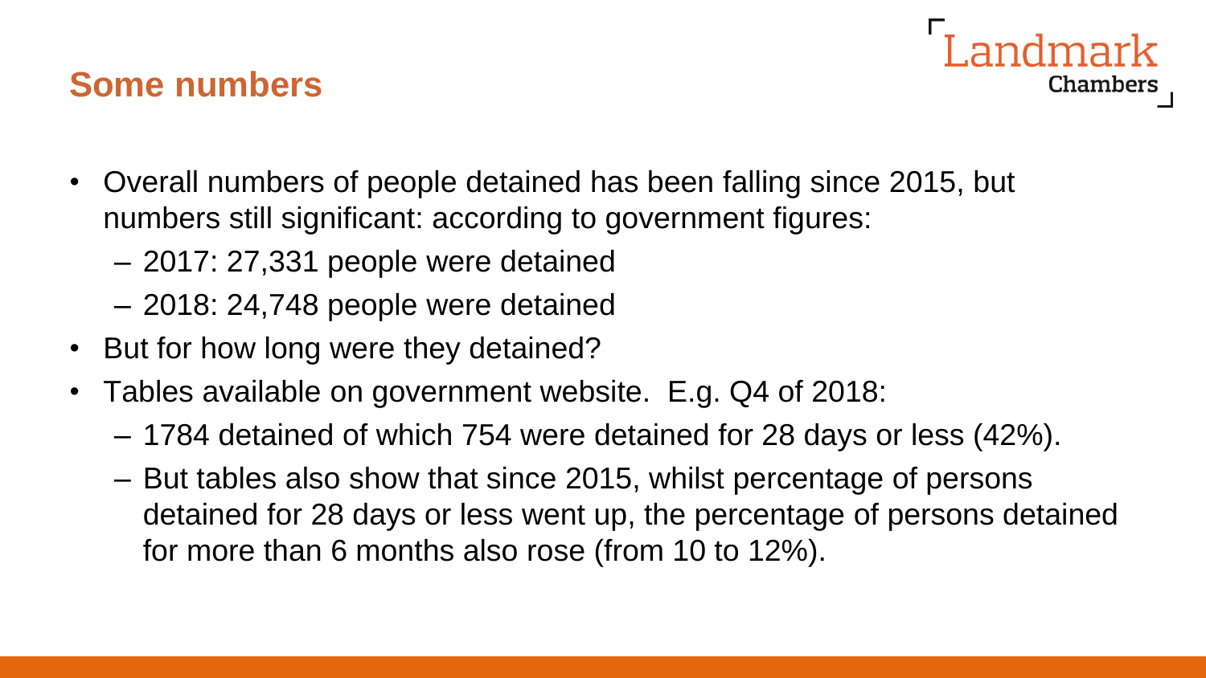## Some numbers

- Overall numbers of people detained has been falling since 2015, but numbers still significant: according to government figures:
  - 2017: 27,331 people were detained
  - 2018: 24,748 people were detained
- But for how long were they detained?
- Tables available on government website. E.g. Q4 of 2018:
  - 1784 detained of which 754 were detained for 28 days or less (42%).
  - But tables also show that since 2015, whilst percentage of persons detained for 28 days or less went up, the percentage of persons detained for more than 6 months also rose (from 10 to 12%).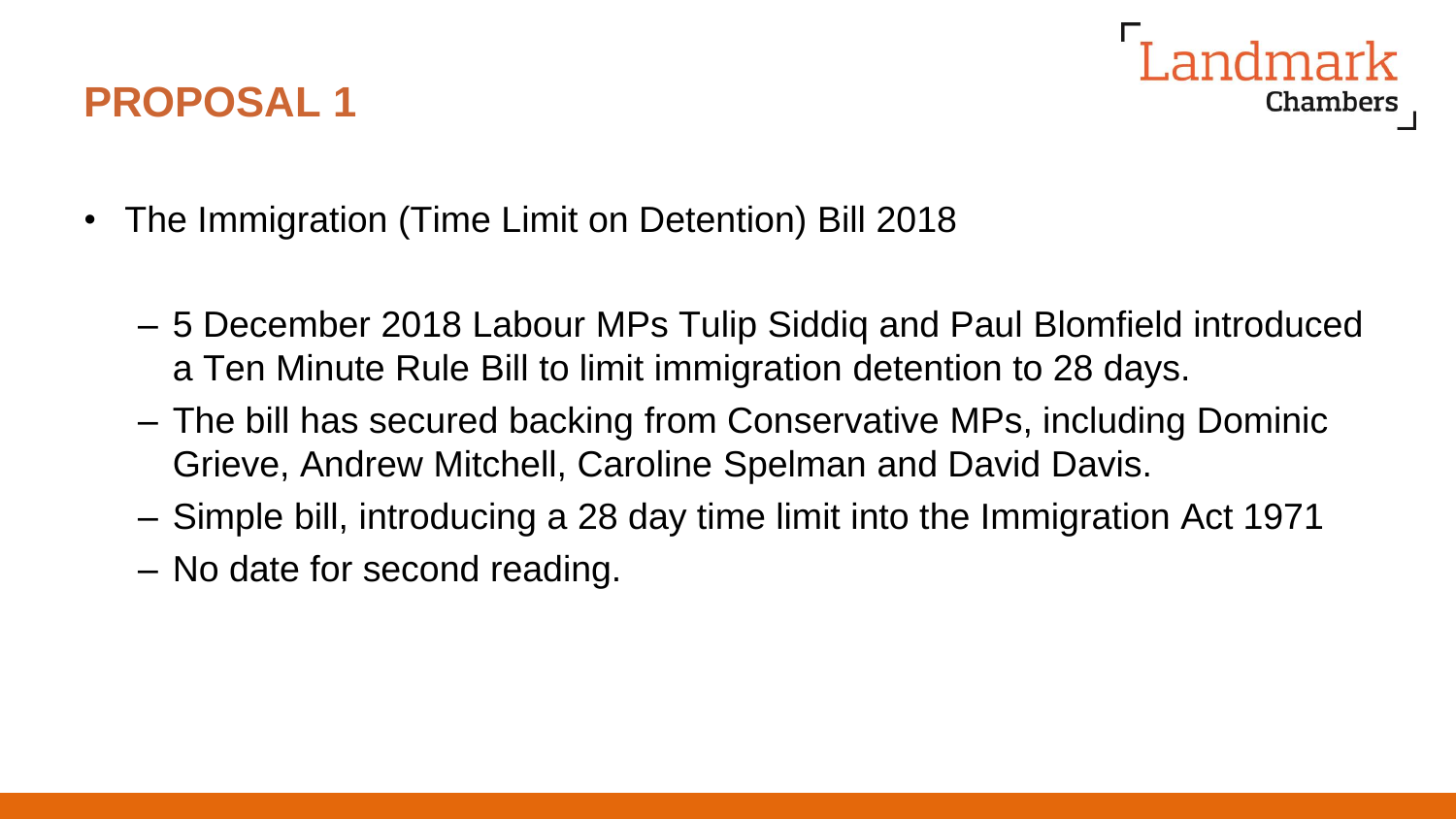# PROPOSAL 1

- The Immigration (Time Limit on Detention) Bill 2018
  - 5 December 2018 Labour MPs Tulip Siddiq and Paul Blomfield introduced a Ten Minute Rule Bill to limit immigration detention to 28 days.
  - The bill has secured backing from Conservative MPs, including Dominic Grieve, Andrew Mitchell, Caroline Spelman and David Davis.
  - Simple bill, introducing a 28 day time limit into the Immigration Act 1971
  - No date for second reading.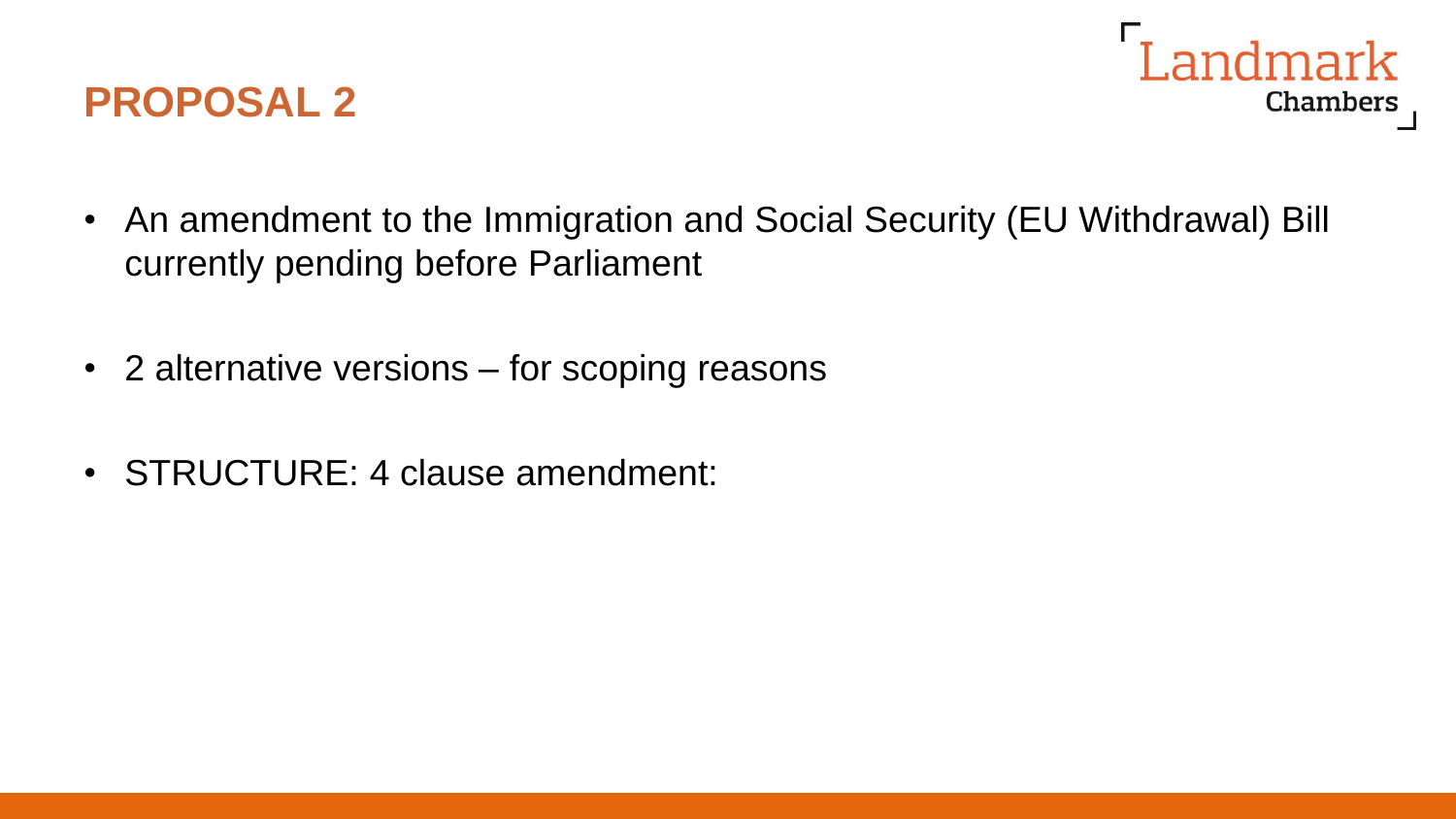# PROPOSAL 2

- An amendment to the Immigration and Social Security (EU Withdrawal) Bill currently pending before Parliament
- 2 alternative versions – for scoping reasons
- STRUCTURE: 4 clause amendment: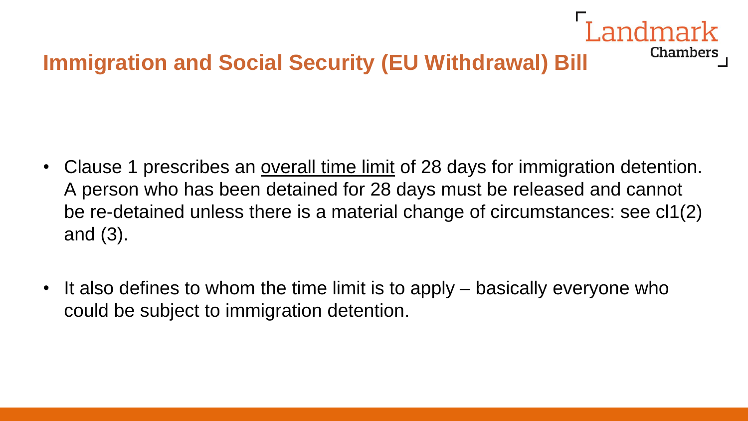## Immigration and Social Security (EU Withdrawal) Bill

- Clause 1 prescribes an <u>overall time limit</u> of 28 days for immigration detention. A person who has been detained for 28 days must be released and cannot be re-detained unless there is a material change of circumstances: see cl1(2) and (3).

- It also defines to whom the time limit is to apply – basically everyone who could be subject to immigration detention.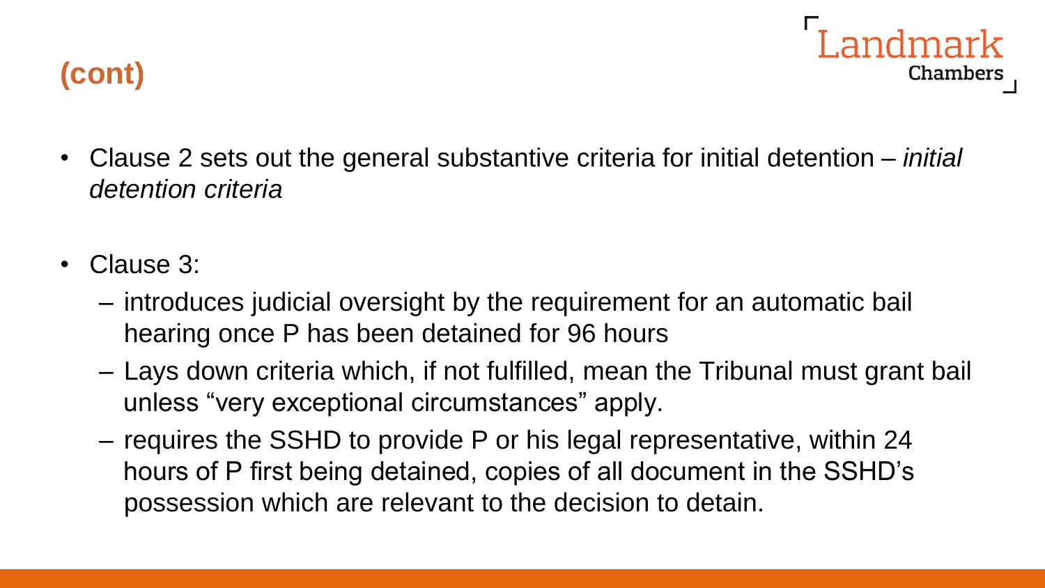## (cont)

- Clause 2 sets out the general substantive criteria for initial detention – *initial detention criteria*
- Clause 3:
  - introduces judicial oversight by the requirement for an automatic bail hearing once P has been detained for 96 hours
  - Lays down criteria which, if not fulfilled, mean the Tribunal must grant bail unless “very exceptional circumstances” apply.
  - requires the SSHD to provide P or his legal representative, within 24 hours of P first being detained, copies of all document in the SSHD’s possession which are relevant to the decision to detain.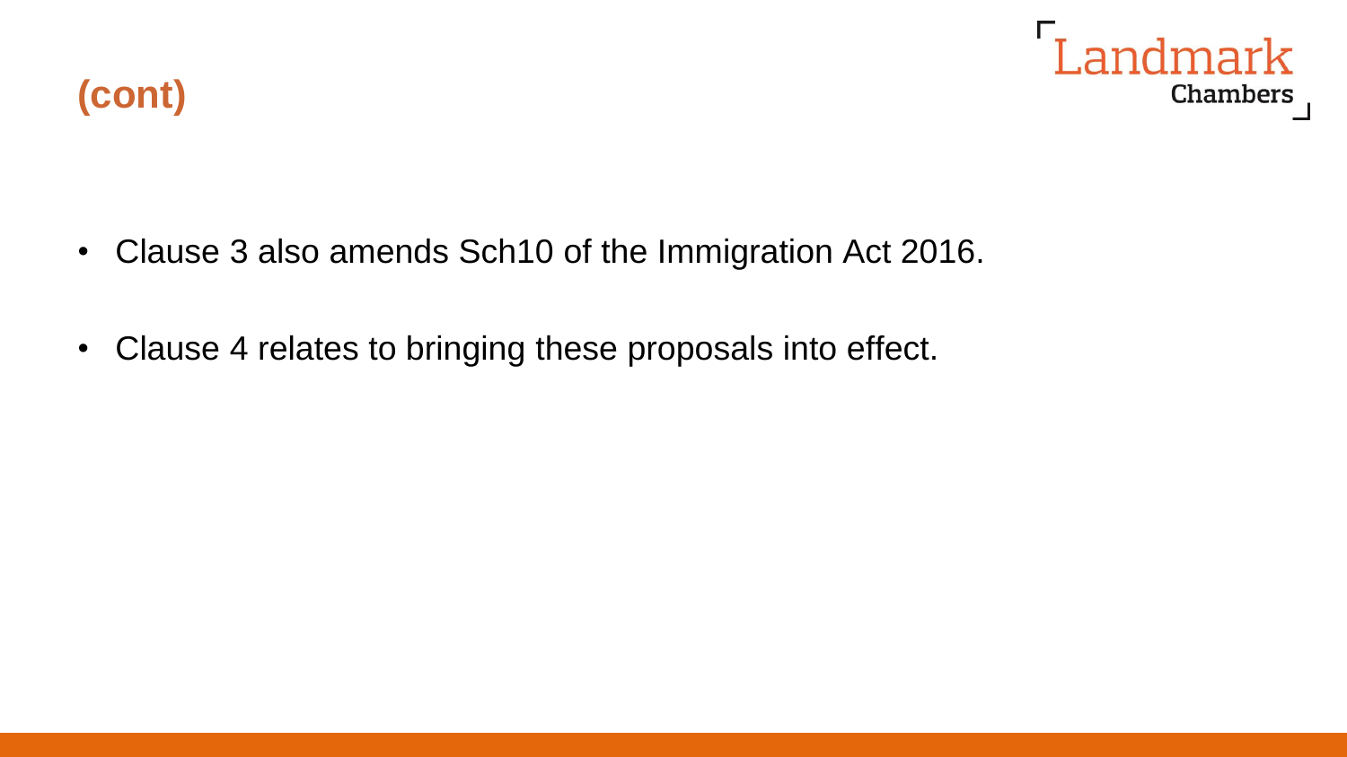## (cont)

- Clause 3 also amends Sch10 of the Immigration Act 2016.
- Clause 4 relates to bringing these proposals into effect.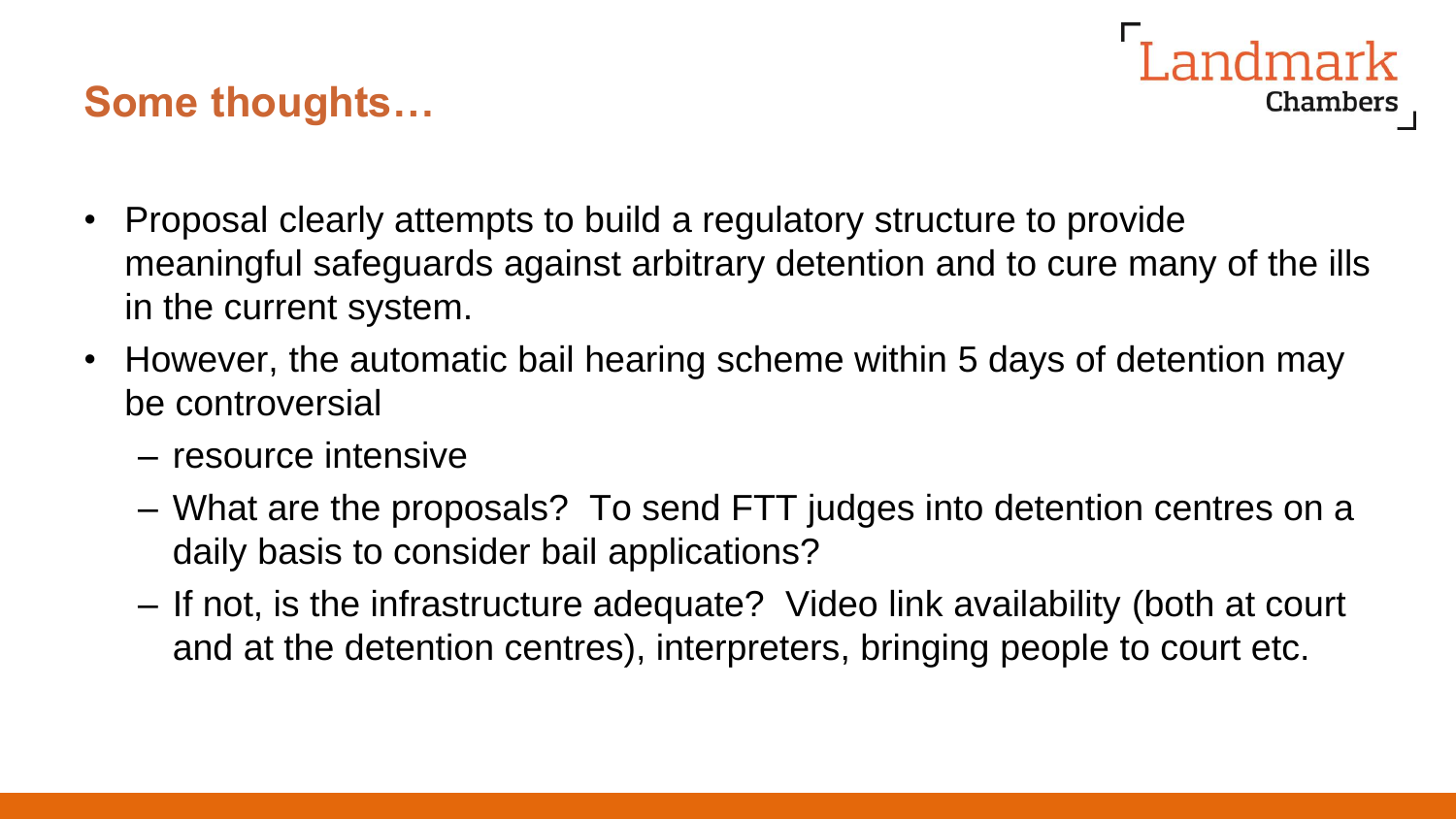## Some thoughts…

- Proposal clearly attempts to build a regulatory structure to provide meaningful safeguards against arbitrary detention and to cure many of the ills in the current system.
- However, the automatic bail hearing scheme within 5 days of detention may be controversial
  - resource intensive
  - What are the proposals? To send FTT judges into detention centres on a daily basis to consider bail applications?
  - If not, is the infrastructure adequate? Video link availability (both at court and at the detention centres), interpreters, bringing people to court etc.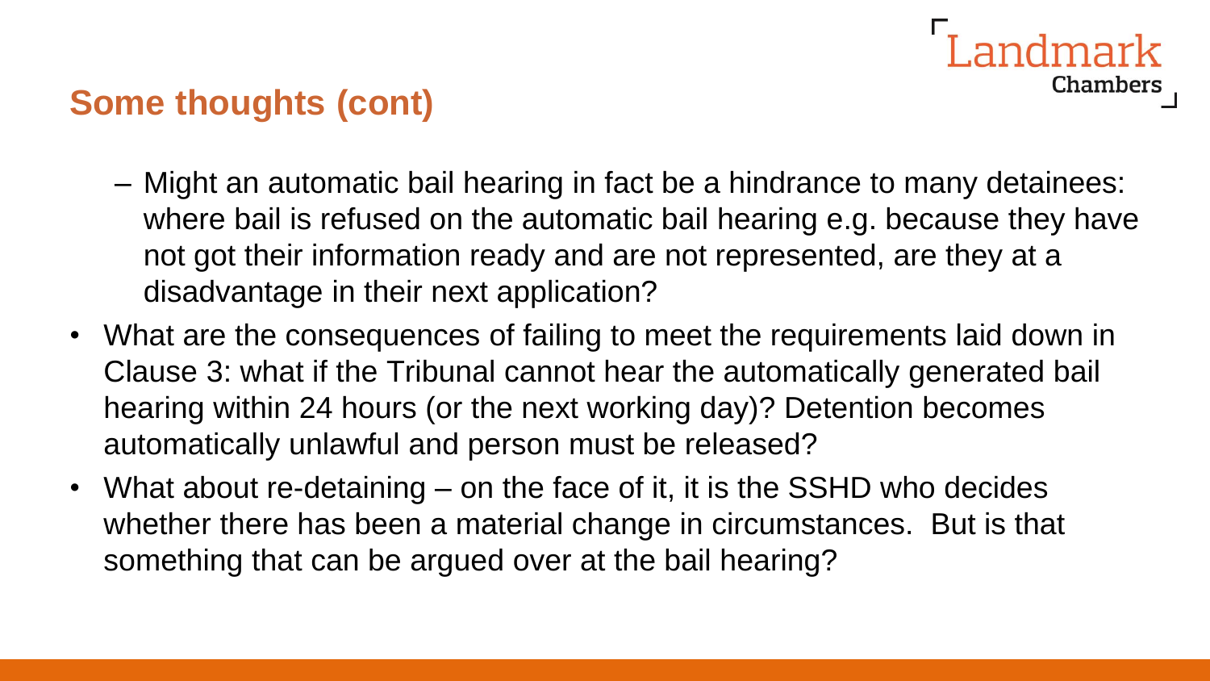## Some thoughts (cont)

  - Might an automatic bail hearing in fact be a hindrance to many detainees: where bail is refused on the automatic bail hearing e.g. because they have not got their information ready and are not represented, are they at a disadvantage in their next application?
- What are the consequences of failing to meet the requirements laid down in Clause 3: what if the Tribunal cannot hear the automatically generated bail hearing within 24 hours (or the next working day)? Detention becomes automatically unlawful and person must be released?
- What about re-detaining – on the face of it, it is the SSHD who decides whether there has been a material change in circumstances. But is that something that can be argued over at the bail hearing?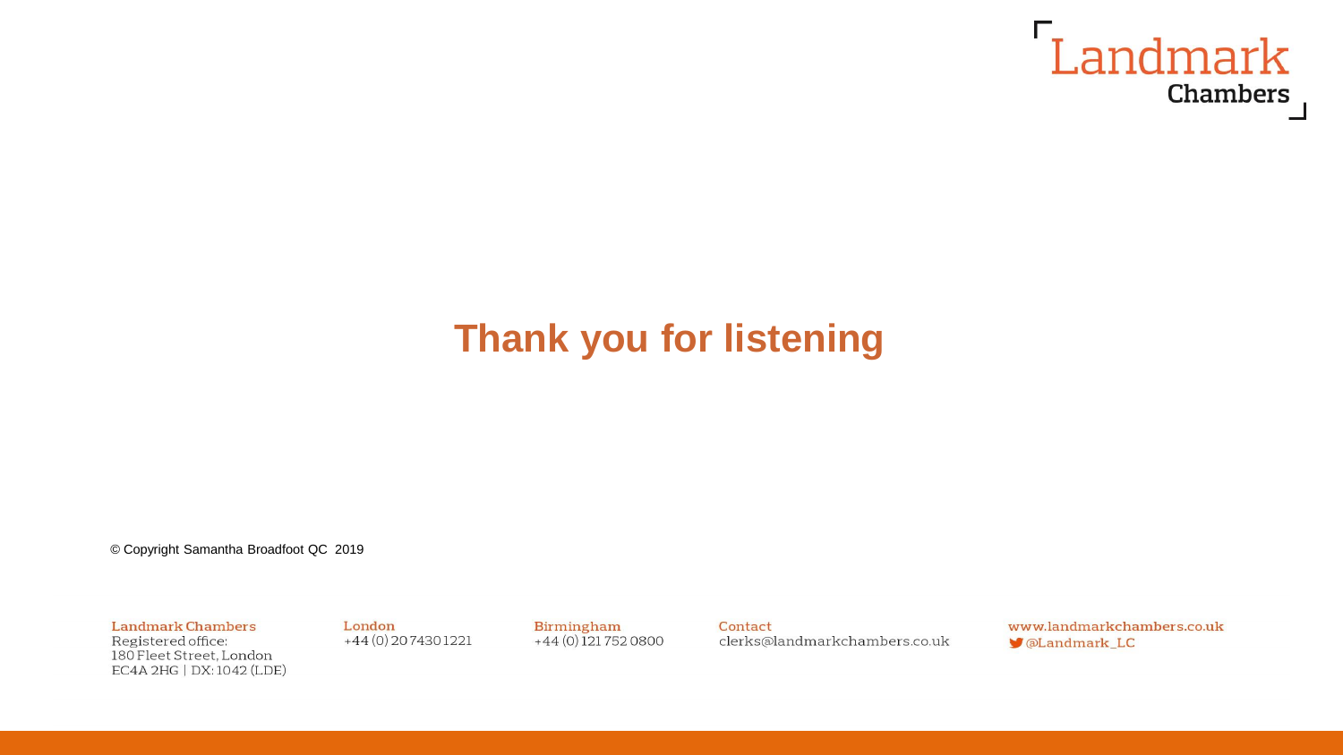Landmark
Chambers

# Thank you for listening

© Copyright Samantha Broadfoot QC 2019

**Landmark Chambers**
Registered office:
180 Fleet Street, London
EC4A 2HG | DX: 1042 (LDE)

**London**
+44 (0) 20 7430 1221

**Birmingham**
+44 (0) 121 752 0800

**Contact**
clerks@landmarkchambers.co.uk

**www.landmarkchambers.co.uk**
@Landmark_LC